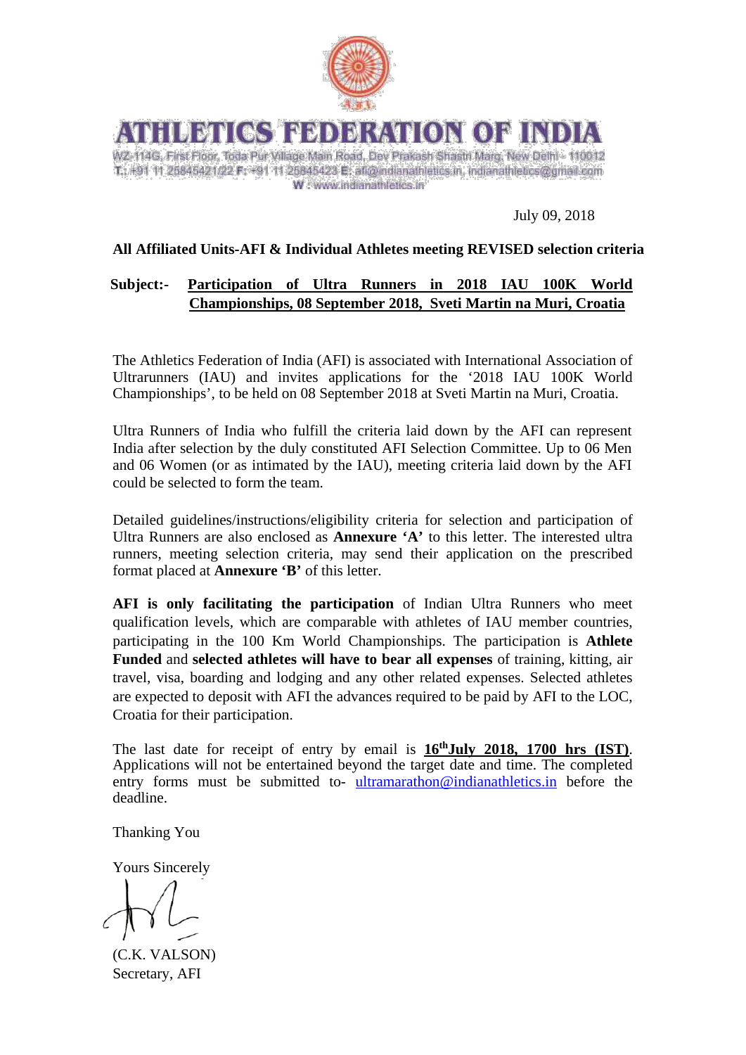# ATHLETICS FEDERATION OF INDIA

WZ-114G, First Floor, Toda Pur Village Main Road, Dev Prakash Shastri Marg, New Delhi - 110012
T.: +91 11 25845421/22 F: +91 11 25845423 E: afi@indianathletics.in, indianathletics@gmail.com
W : www.indianathletics.in

July 09, 2018

**All Affiliated Units-AFI & Individual Athletes meeting REVISED selection criteria**

**Subject:-** **Participation of Ultra Runners in 2018 IAU 100K World Championships, 08 September 2018, Sveti Martin na Muri, Croatia**

The Athletics Federation of India (AFI) is associated with International Association of Ultrarunners (IAU) and invites applications for the '2018 IAU 100K World Championships', to be held on 08 September 2018 at Sveti Martin na Muri, Croatia.

Ultra Runners of India who fulfill the criteria laid down by the AFI can represent India after selection by the duly constituted AFI Selection Committee. Up to 06 Men and 06 Women (or as intimated by the IAU), meeting criteria laid down by the AFI could be selected to form the team.

Detailed guidelines/instructions/eligibility criteria for selection and participation of Ultra Runners are also enclosed as **Annexure 'A'** to this letter. The interested ultra runners, meeting selection criteria, may send their application on the prescribed format placed at **Annexure 'B'** of this letter.

**AFI is only facilitating the participation** of Indian Ultra Runners who meet qualification levels, which are comparable with athletes of IAU member countries, participating in the 100 Km World Championships. The participation is **Athlete Funded** and **selected athletes will have to bear all expenses** of training, kitting, air travel, visa, boarding and lodging and any other related expenses. Selected athletes are expected to deposit with AFI the advances required to be paid by AFI to the LOC, Croatia for their participation.

The last date for receipt of entry by email is **16th July 2018, 1700 hrs (IST)**. Applications will not be entertained beyond the target date and time. The completed entry forms must be submitted to- ultramarathon@indianathletics.in before the deadline.

Thanking You

Yours Sincerely

(C.K. VALSON)
Secretary, AFI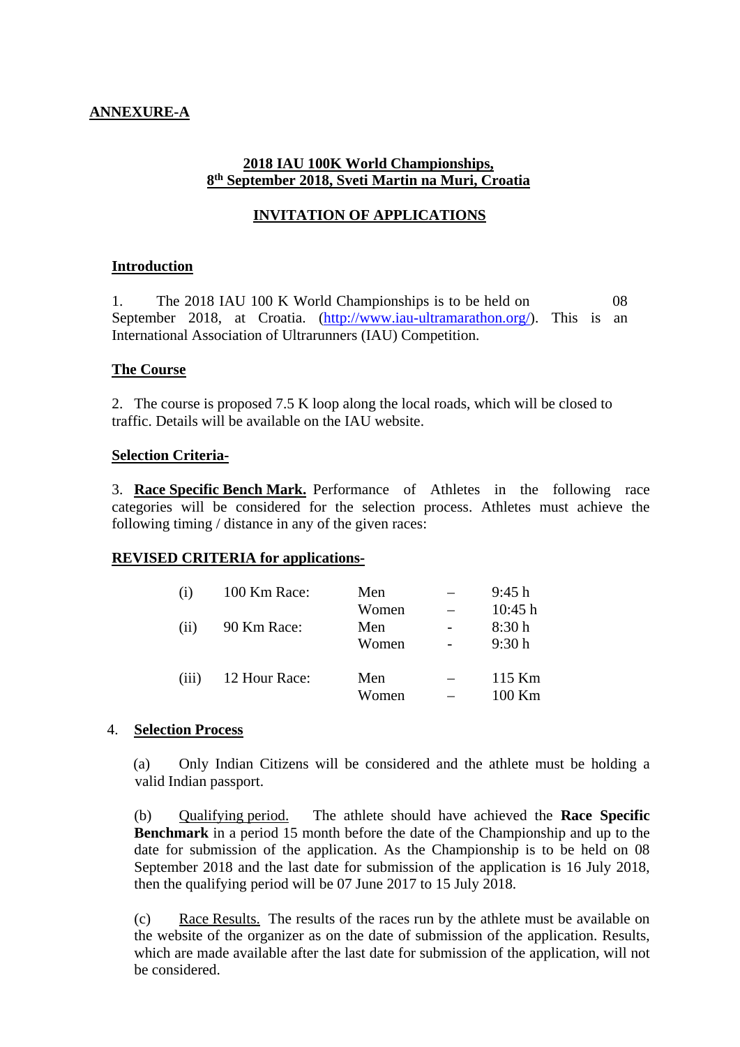**ANNEXURE-A**

## 2018 IAU 100K World Championships, 8th September 2018, Sveti Martin na Muri, Croatia

## INVITATION OF APPLICATIONS

### Introduction

1. The 2018 IAU 100 K World Championships is to be held on 08 September 2018, at Croatia. (http://www.iau-ultramarathon.org/). This is an International Association of Ultrarunners (IAU) Competition.

### The Course

2. The course is proposed 7.5 K loop along the local roads, which will be closed to traffic. Details will be available on the IAU website.

### Selection Criteria-

3. **Race Specific Bench Mark.** Performance of Athletes in the following race categories will be considered for the selection process. Athletes must achieve the following timing / distance in any of the given races:

**REVISED CRITERIA for applications-**

| | | | | |
|---|---|---|---|---|
| (i) | 100 Km Race: | Men | – | 9:45 h |
| | | Women | – | 10:45 h |
| (ii) | 90 Km Race: | Men | - | 8:30 h |
| | | Women | - | 9:30 h |
| (iii) | 12 Hour Race: | Men | – | 115 Km |
| | | Women | – | 100 Km |

4. **Selection Process**

(a) Only Indian Citizens will be considered and the athlete must be holding a valid Indian passport.

(b) Qualifying period. The athlete should have achieved the **Race Specific Benchmark** in a period 15 month before the date of the Championship and up to the date for submission of the application. As the Championship is to be held on 08 September 2018 and the last date for submission of the application is 16 July 2018, then the qualifying period will be 07 June 2017 to 15 July 2018.

(c) Race Results. The results of the races run by the athlete must be available on the website of the organizer as on the date of submission of the application. Results, which are made available after the last date for submission of the application, will not be considered.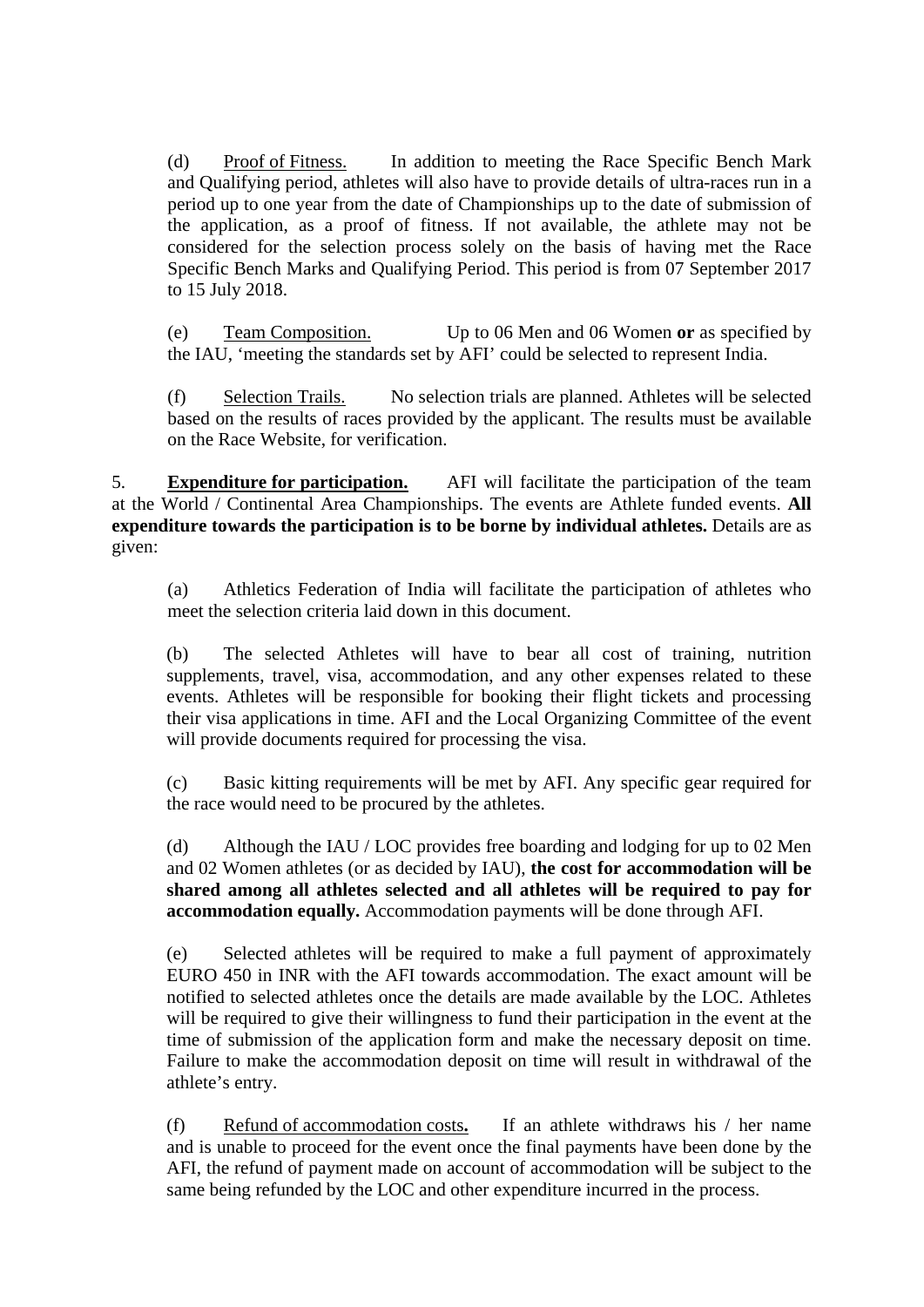(d) Proof of Fitness. In addition to meeting the Race Specific Bench Mark and Qualifying period, athletes will also have to provide details of ultra-races run in a period up to one year from the date of Championships up to the date of submission of the application, as a proof of fitness. If not available, the athlete may not be considered for the selection process solely on the basis of having met the Race Specific Bench Marks and Qualifying Period. This period is from 07 September 2017 to 15 July 2018.

(e) Team Composition. Up to 06 Men and 06 Women **or** as specified by the IAU, 'meeting the standards set by AFI' could be selected to represent India.

(f) Selection Trails. No selection trials are planned. Athletes will be selected based on the results of races provided by the applicant. The results must be available on the Race Website, for verification.

5. **Expenditure for participation.** AFI will facilitate the participation of the team at the World / Continental Area Championships. The events are Athlete funded events. **All expenditure towards the participation is to be borne by individual athletes.** Details are as given:

(a) Athletics Federation of India will facilitate the participation of athletes who meet the selection criteria laid down in this document.

(b) The selected Athletes will have to bear all cost of training, nutrition supplements, travel, visa, accommodation, and any other expenses related to these events. Athletes will be responsible for booking their flight tickets and processing their visa applications in time. AFI and the Local Organizing Committee of the event will provide documents required for processing the visa.

(c) Basic kitting requirements will be met by AFI. Any specific gear required for the race would need to be procured by the athletes.

(d) Although the IAU / LOC provides free boarding and lodging for up to 02 Men and 02 Women athletes (or as decided by IAU), **the cost for accommodation will be shared among all athletes selected and all athletes will be required to pay for accommodation equally.** Accommodation payments will be done through AFI.

(e) Selected athletes will be required to make a full payment of approximately EURO 450 in INR with the AFI towards accommodation. The exact amount will be notified to selected athletes once the details are made available by the LOC. Athletes will be required to give their willingness to fund their participation in the event at the time of submission of the application form and make the necessary deposit on time. Failure to make the accommodation deposit on time will result in withdrawal of the athlete's entry.

(f) Refund of accommodation costs**.** If an athlete withdraws his / her name and is unable to proceed for the event once the final payments have been done by the AFI, the refund of payment made on account of accommodation will be subject to the same being refunded by the LOC and other expenditure incurred in the process.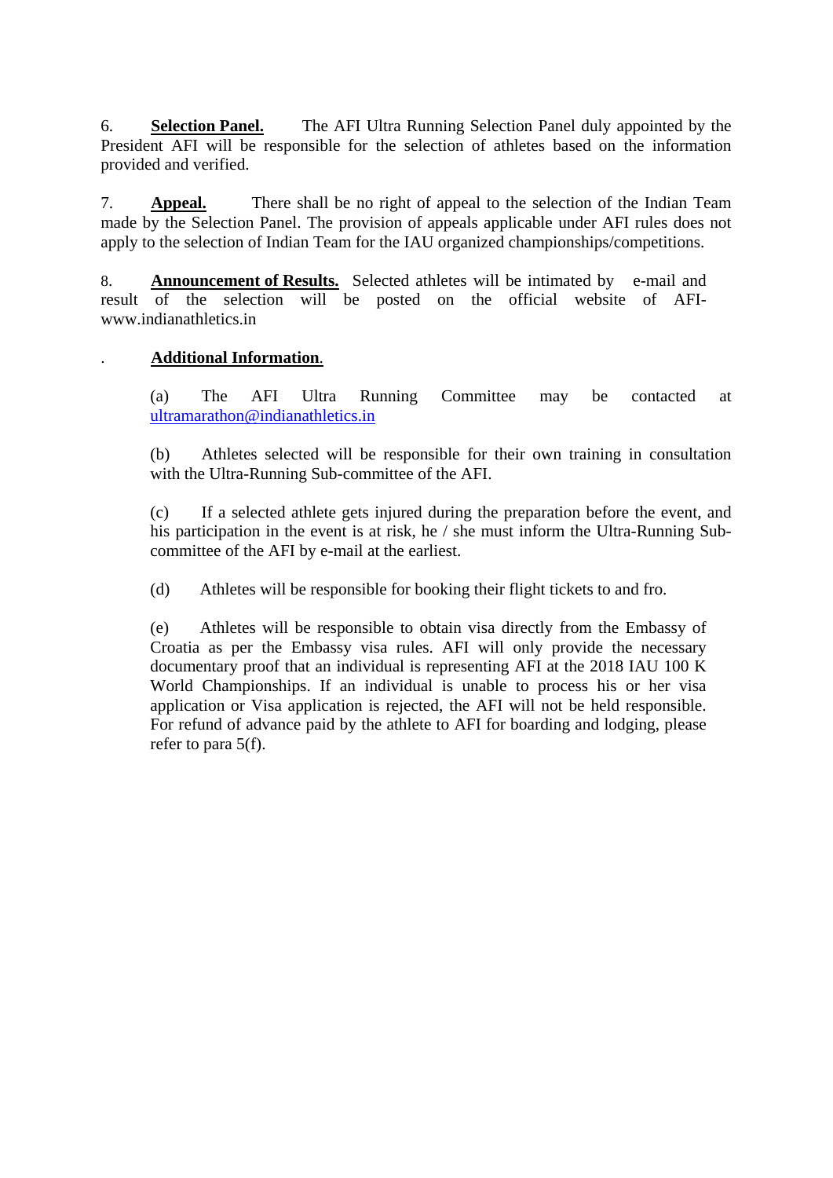6. **Selection Panel.** The AFI Ultra Running Selection Panel duly appointed by the President AFI will be responsible for the selection of athletes based on the information provided and verified.

7. **Appeal.** There shall be no right of appeal to the selection of the Indian Team made by the Selection Panel. The provision of appeals applicable under AFI rules does not apply to the selection of Indian Team for the IAU organized championships/competitions.

8. **Announcement of Results.** Selected athletes will be intimated by e-mail and result of the selection will be posted on the official website of AFI- www.indianathletics.in

. **Additional Information**.

(a) The AFI Ultra Running Committee may be contacted at ultramarathon@indianathletics.in

(b) Athletes selected will be responsible for their own training in consultation with the Ultra-Running Sub-committee of the AFI.

(c) If a selected athlete gets injured during the preparation before the event, and his participation in the event is at risk, he / she must inform the Ultra-Running Sub-committee of the AFI by e-mail at the earliest.

(d) Athletes will be responsible for booking their flight tickets to and fro.

(e) Athletes will be responsible to obtain visa directly from the Embassy of Croatia as per the Embassy visa rules. AFI will only provide the necessary documentary proof that an individual is representing AFI at the 2018 IAU 100 K World Championships. If an individual is unable to process his or her visa application or Visa application is rejected, the AFI will not be held responsible. For refund of advance paid by the athlete to AFI for boarding and lodging, please refer to para 5(f).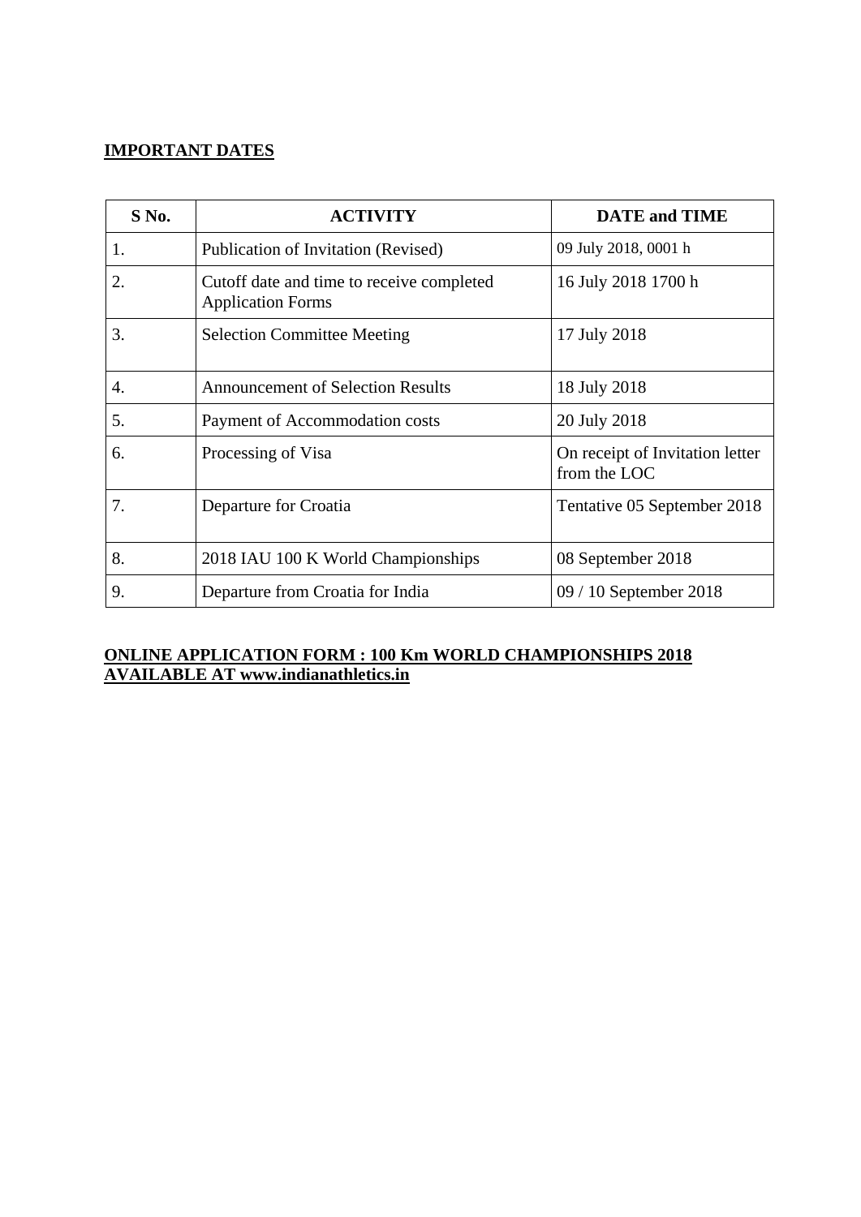**IMPORTANT DATES**

| S No. | ACTIVITY | DATE and TIME |
|---|---|---|
| 1. | Publication of Invitation (Revised) | 09 July 2018, 0001 h |
| 2. | Cutoff date and time to receive completed Application Forms | 16 July 2018 1700 h |
| 3. | Selection Committee Meeting | 17 July 2018 |
| 4. | Announcement of Selection Results | 18 July 2018 |
| 5. | Payment of Accommodation costs | 20 July 2018 |
| 6. | Processing of Visa | On receipt of Invitation letter from the LOC |
| 7. | Departure for Croatia | Tentative 05 September 2018 |
| 8. | 2018 IAU 100 K World Championships | 08 September 2018 |
| 9. | Departure from Croatia for India | 09 / 10 September 2018 |

**ONLINE APPLICATION FORM : 100 Km WORLD CHAMPIONSHIPS 2018 AVAILABLE AT www.indianathletics.in**